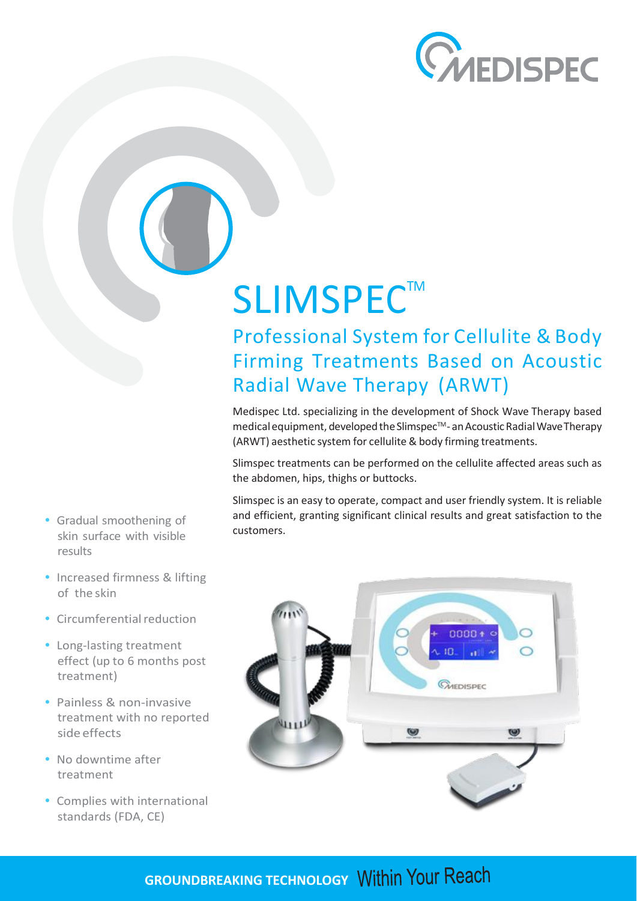MEDISPEC

# SLIMSPEC™

## Professional System for Cellulite & Body Firming Treatments Based on Acoustic Radial Wave Therapy (ARWT)

Medispec Ltd. specializing in the development of Shock Wave Therapy based medical equipment, developed the Slimspec™ - an Acoustic Radial Wave Therapy (ARWT) aesthetic system for cellulite & body firming treatments.

Slimspec treatments can be performed on the cellulite affected areas such as the abdomen, hips, thighs or buttocks.

Slimspec is an easy to operate, compact and user friendly system. It is reliable and efficient, granting significant clinical results and great satisfaction to the customers.

- Gradual smoothening of skin surface with visible results
- Increased firmness & lifting of the skin
- Circumferential reduction
- Long-lasting treatment effect (up to 6 months post treatment)
- Painless & non-invasive treatment with no reported side effects
- No downtime after treatment
- Complies with international standards (FDA, CE)

**GROUNDBREAKING TECHNOLOGY** Within Your Reach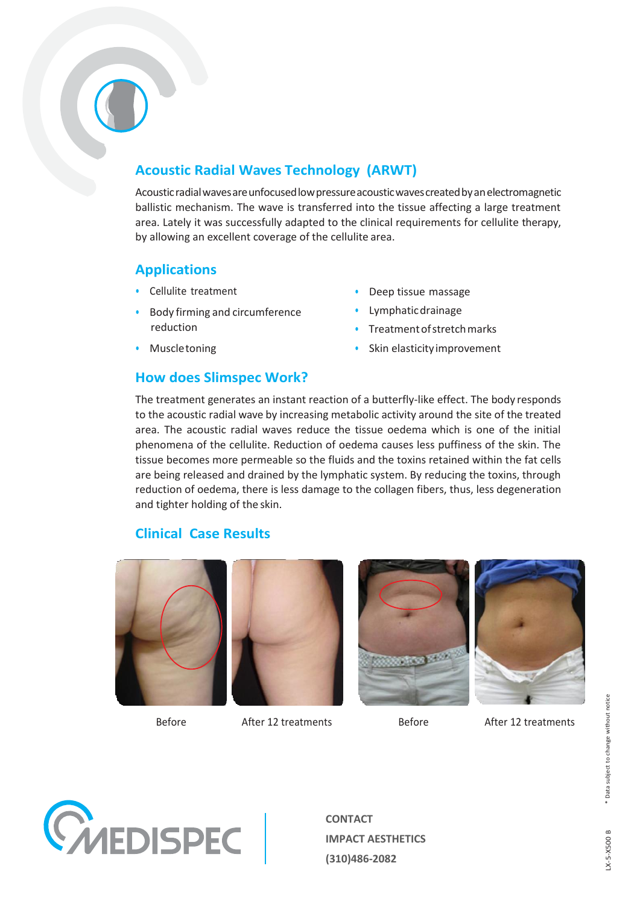## Acoustic Radial Waves Technology (ARWT)

Acoustic radial waves are unfocused low pressure acoustic waves created by an electromagnetic ballistic mechanism. The wave is transferred into the tissue affecting a large treatment area. Lately it was successfully adapted to the clinical requirements for cellulite therapy, by allowing an excellent coverage of the cellulite area.

## Applications

- Cellulite treatment
- Body firming and circumference reduction
- Muscle toning
- Deep tissue massage
- Lymphatic drainage
- Treatment of stretch marks
- Skin elasticity improvement

## How does Slimspec Work?

The treatment generates an instant reaction of a butterfly-like effect. The body responds to the acoustic radial wave by increasing metabolic activity around the site of the treated area. The acoustic radial waves reduce the tissue oedema which is one of the initial phenomena of the cellulite. Reduction of oedema causes less puffiness of the skin. The tissue becomes more permeable so the fluids and the toxins retained within the fat cells are being released and drained by the lymphatic system. By reducing the toxins, through reduction of oedema, there is less damage to the collagen fibers, thus, less degeneration and tighter holding of the skin.

## Clinical Case Results

Before

After 12 treatments

Before

After 12 treatments

MEDISPEC

**CONTACT**
**IMPACT AESTHETICS**
**(310)486-2082**

* Data subject to change without notice

LX-5-X500 B